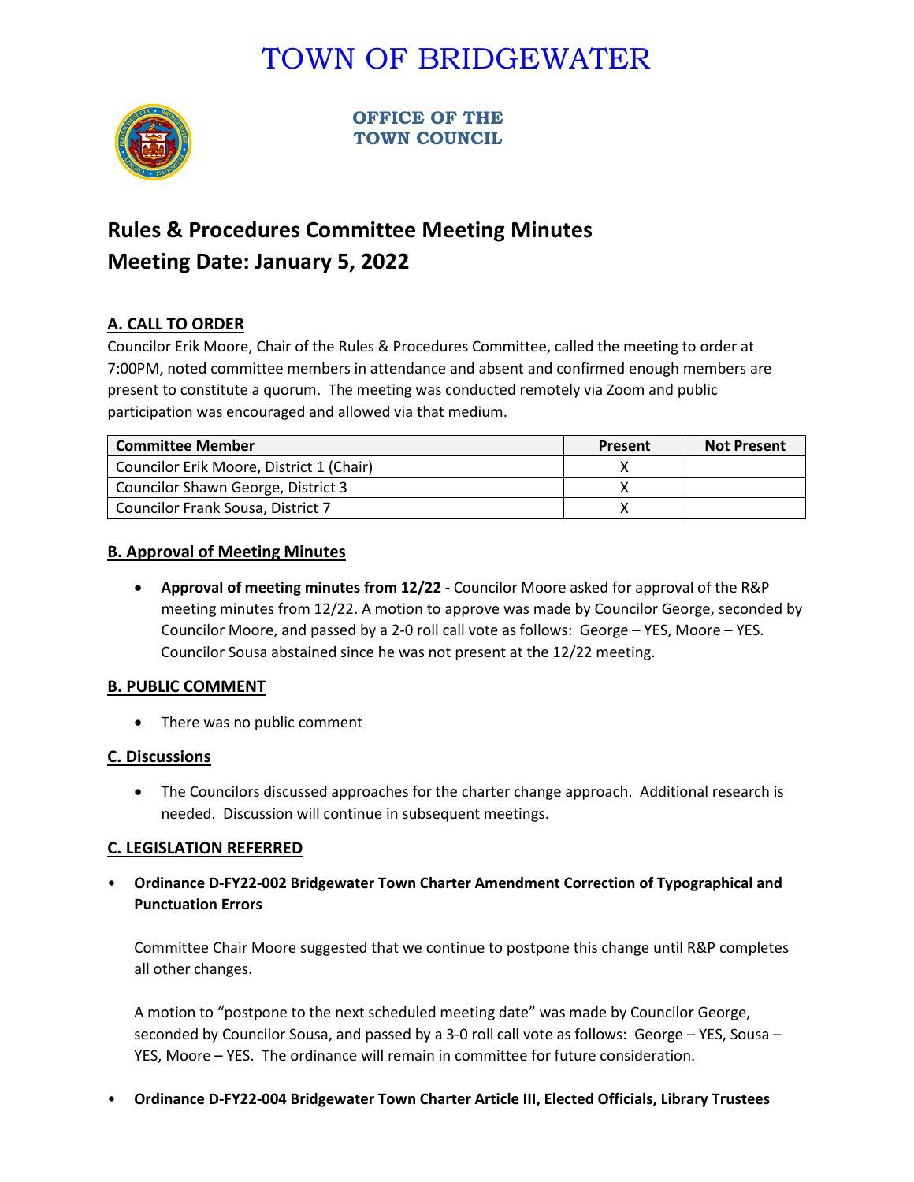# TOWN OF BRIDGEWATER

**OFFICE OF THE TOWN COUNCIL**

## Rules & Procedures Committee Meeting Minutes
## Meeting Date: January 5, 2022

### A. CALL TO ORDER

Councilor Erik Moore, Chair of the Rules & Procedures Committee, called the meeting to order at 7:00PM, noted committee members in attendance and absent and confirmed enough members are present to constitute a quorum. The meeting was conducted remotely via Zoom and public participation was encouraged and allowed via that medium.

| Committee Member | Present | Not Present |
|---|---|---|
| Councilor Erik Moore, District 1 (Chair) | X | |
| Councilor Shawn George, District 3 | X | |
| Councilor Frank Sousa, District 7 | X | |

### B. Approval of Meeting Minutes

- **Approval of meeting minutes from 12/22 -** Councilor Moore asked for approval of the R&P meeting minutes from 12/22. A motion to approve was made by Councilor George, seconded by Councilor Moore, and passed by a 2-0 roll call vote as follows: George – YES, Moore – YES. Councilor Sousa abstained since he was not present at the 12/22 meeting.

### B. PUBLIC COMMENT

- There was no public comment

### C. Discussions

- The Councilors discussed approaches for the charter change approach. Additional research is needed. Discussion will continue in subsequent meetings.

### C. LEGISLATION REFERRED

- **Ordinance D-FY22-002 Bridgewater Town Charter Amendment Correction of Typographical and Punctuation Errors**

  Committee Chair Moore suggested that we continue to postpone this change until R&P completes all other changes.

  A motion to "postpone to the next scheduled meeting date" was made by Councilor George, seconded by Councilor Sousa, and passed by a 3-0 roll call vote as follows: George – YES, Sousa – YES, Moore – YES. The ordinance will remain in committee for future consideration.

- **Ordinance D-FY22-004 Bridgewater Town Charter Article III, Elected Officials, Library Trustees**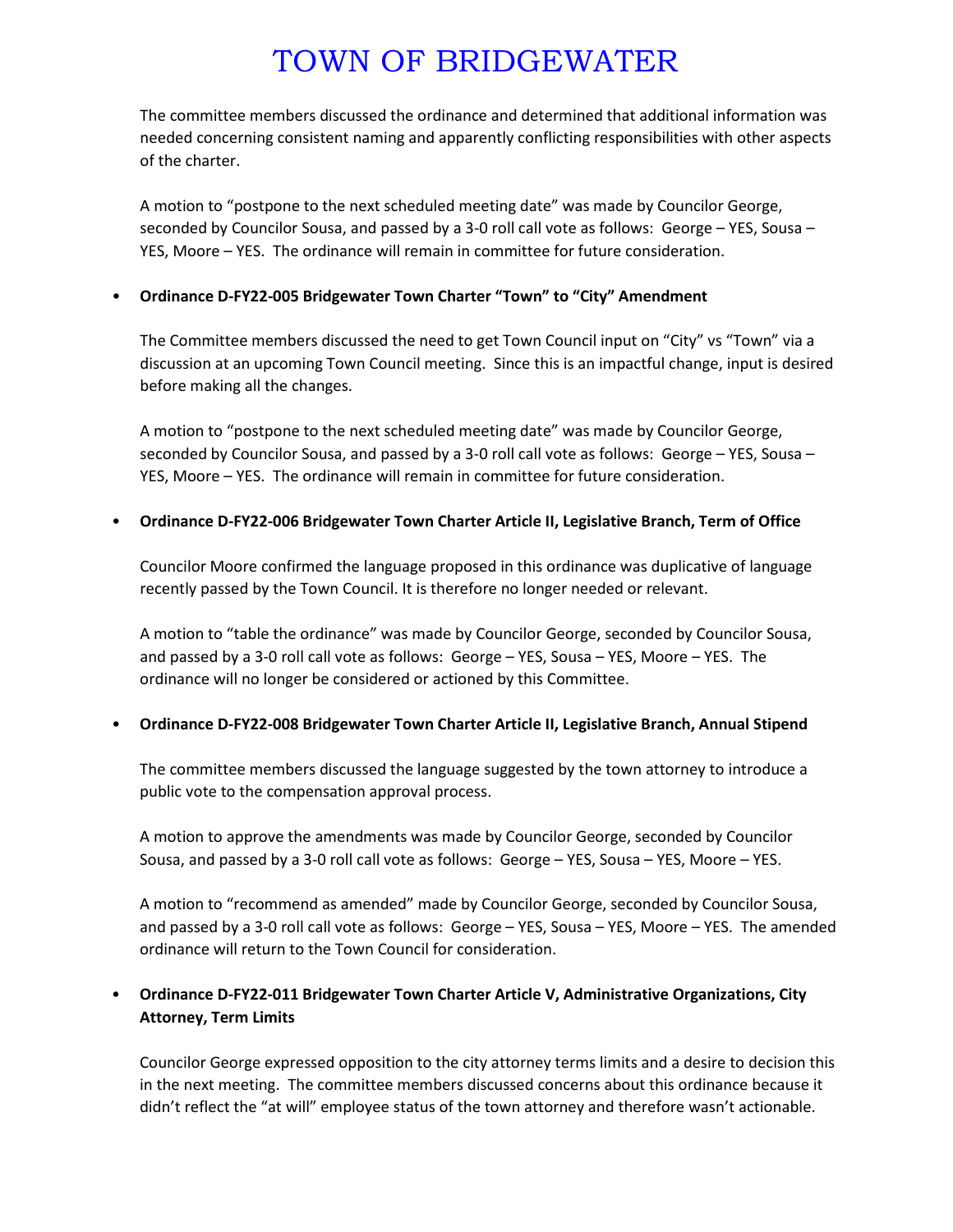The committee members discussed the ordinance and determined that additional information was needed concerning consistent naming and apparently conflicting responsibilities with other aspects of the charter.

A motion to "postpone to the next scheduled meeting date" was made by Councilor George, seconded by Councilor Sousa, and passed by a 3-0 roll call vote as follows: George – YES, Sousa – YES, Moore – YES. The ordinance will remain in committee for future consideration.

- **Ordinance D-FY22-005 Bridgewater Town Charter "Town" to "City" Amendment**

  The Committee members discussed the need to get Town Council input on "City" vs "Town" via a discussion at an upcoming Town Council meeting. Since this is an impactful change, input is desired before making all the changes.

  A motion to "postpone to the next scheduled meeting date" was made by Councilor George, seconded by Councilor Sousa, and passed by a 3-0 roll call vote as follows: George – YES, Sousa – YES, Moore – YES. The ordinance will remain in committee for future consideration.

- **Ordinance D-FY22-006 Bridgewater Town Charter Article II, Legislative Branch, Term of Office**

  Councilor Moore confirmed the language proposed in this ordinance was duplicative of language recently passed by the Town Council. It is therefore no longer needed or relevant.

  A motion to "table the ordinance" was made by Councilor George, seconded by Councilor Sousa, and passed by a 3-0 roll call vote as follows: George – YES, Sousa – YES, Moore – YES. The ordinance will no longer be considered or actioned by this Committee.

- **Ordinance D-FY22-008 Bridgewater Town Charter Article II, Legislative Branch, Annual Stipend**

  The committee members discussed the language suggested by the town attorney to introduce a public vote to the compensation approval process.

  A motion to approve the amendments was made by Councilor George, seconded by Councilor Sousa, and passed by a 3-0 roll call vote as follows: George – YES, Sousa – YES, Moore – YES.

  A motion to "recommend as amended" made by Councilor George, seconded by Councilor Sousa, and passed by a 3-0 roll call vote as follows: George – YES, Sousa – YES, Moore – YES. The amended ordinance will return to the Town Council for consideration.

- **Ordinance D-FY22-011 Bridgewater Town Charter Article V, Administrative Organizations, City Attorney, Term Limits**

  Councilor George expressed opposition to the city attorney terms limits and a desire to decision this in the next meeting. The committee members discussed concerns about this ordinance because it didn't reflect the "at will" employee status of the town attorney and therefore wasn't actionable.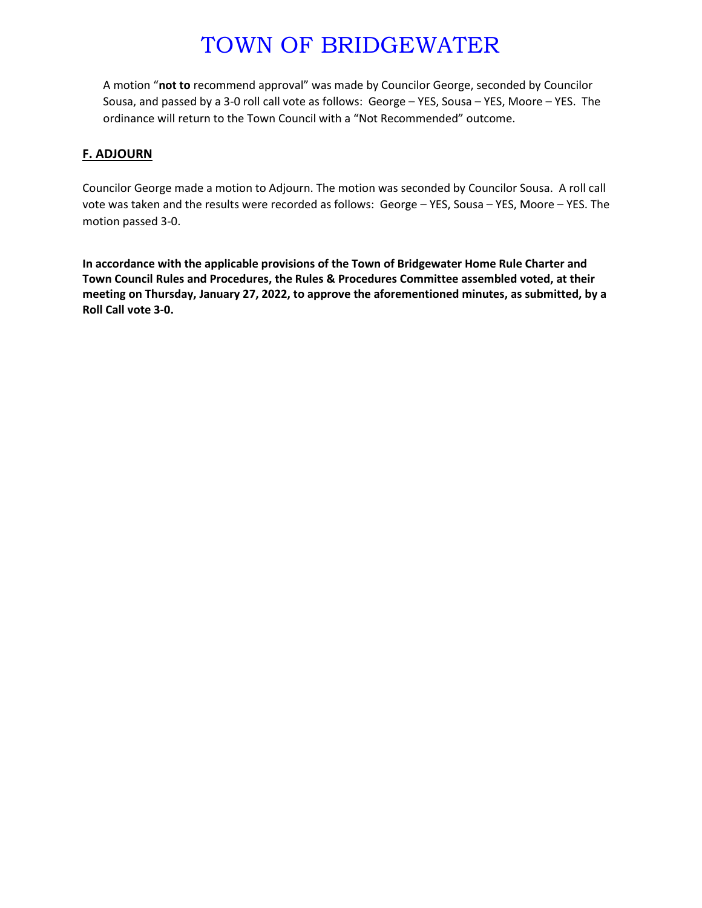A motion "**not to** recommend approval" was made by Councilor George, seconded by Councilor Sousa, and passed by a 3-0 roll call vote as follows: George – YES, Sousa – YES, Moore – YES. The ordinance will return to the Town Council with a "Not Recommended" outcome.

## F. ADJOURN

Councilor George made a motion to Adjourn. The motion was seconded by Councilor Sousa. A roll call vote was taken and the results were recorded as follows: George – YES, Sousa – YES, Moore – YES. The motion passed 3-0.

**In accordance with the applicable provisions of the Town of Bridgewater Home Rule Charter and Town Council Rules and Procedures, the Rules & Procedures Committee assembled voted, at their meeting on Thursday, January 27, 2022, to approve the aforementioned minutes, as submitted, by a Roll Call vote 3-0.**